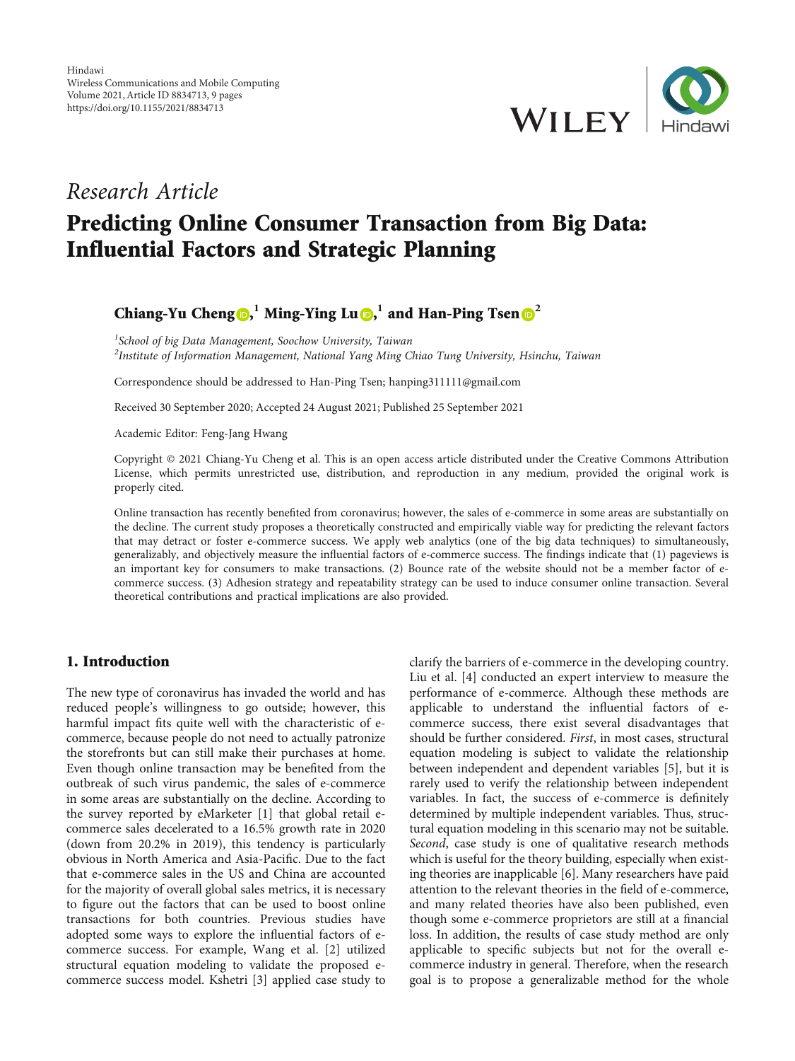Hindawi
Wireless Communications and Mobile Computing
Volume 2021, Article ID 8834713, 9 pages
https://doi.org/10.1155/2021/8834713

*Research Article*

# Predicting Online Consumer Transaction from Big Data: Influential Factors and Strategic Planning

**Chiang-Yu Cheng,[1] Ming-Ying Lu,[1] and Han-Ping Tsen[2]**

[1]*School of big Data Management, Soochow University, Taiwan*
[2]*Institute of Information Management, National Yang Ming Chiao Tung University, Hsinchu, Taiwan*

Correspondence should be addressed to Han-Ping Tsen; hanping311111@gmail.com

Received 30 September 2020; Accepted 24 August 2021; Published 25 September 2021

Academic Editor: Feng-Jang Hwang

Copyright © 2021 Chiang-Yu Cheng et al. This is an open access article distributed under the Creative Commons Attribution License, which permits unrestricted use, distribution, and reproduction in any medium, provided the original work is properly cited.

Online transaction has recently benefited from coronavirus; however, the sales of e-commerce in some areas are substantially on the decline. The current study proposes a theoretically constructed and empirically viable way for predicting the relevant factors that may detract or foster e-commerce success. We apply web analytics (one of the big data techniques) to simultaneously, generalizably, and objectively measure the influential factors of e-commerce success. The findings indicate that (1) pageviews is an important key for consumers to make transactions. (2) Bounce rate of the website should not be a member factor of e-commerce success. (3) Adhesion strategy and repeatability strategy can be used to induce consumer online transaction. Several theoretical contributions and practical implications are also provided.

## 1. Introduction

The new type of coronavirus has invaded the world and has reduced people's willingness to go outside; however, this harmful impact fits quite well with the characteristic of e-commerce, because people do not need to actually patronize the storefronts but can still make their purchases at home. Even though online transaction may be benefited from the outbreak of such virus pandemic, the sales of e-commerce in some areas are substantially on the decline. According to the survey reported by eMarketer [1] that global retail e-commerce sales decelerated to a 16.5% growth rate in 2020 (down from 20.2% in 2019), this tendency is particularly obvious in North America and Asia-Pacific. Due to the fact that e-commerce sales in the US and China are accounted for the majority of overall global sales metrics, it is necessary to figure out the factors that can be used to boost online transactions for both countries. Previous studies have adopted some ways to explore the influential factors of e-commerce success. For example, Wang et al. [2] utilized structural equation modeling to validate the proposed e-commerce success model. Kshetri [3] applied case study to clarify the barriers of e-commerce in the developing country. Liu et al. [4] conducted an expert interview to measure the performance of e-commerce. Although these methods are applicable to understand the influential factors of e-commerce success, there exist several disadvantages that should be further considered. *First*, in most cases, structural equation modeling is subject to validate the relationship between independent and dependent variables [5], but it is rarely used to verify the relationship between independent variables. In fact, the success of e-commerce is definitely determined by multiple independent variables. Thus, structural equation modeling in this scenario may not be suitable. *Second*, case study is one of qualitative research methods which is useful for the theory building, especially when existing theories are inapplicable [6]. Many researchers have paid attention to the relevant theories in the field of e-commerce, and many related theories have also been published, even though some e-commerce proprietors are still at a financial loss. In addition, the results of case study method are only applicable to specific subjects but not for the overall e-commerce industry in general. Therefore, when the research goal is to propose a generalizable method for the whole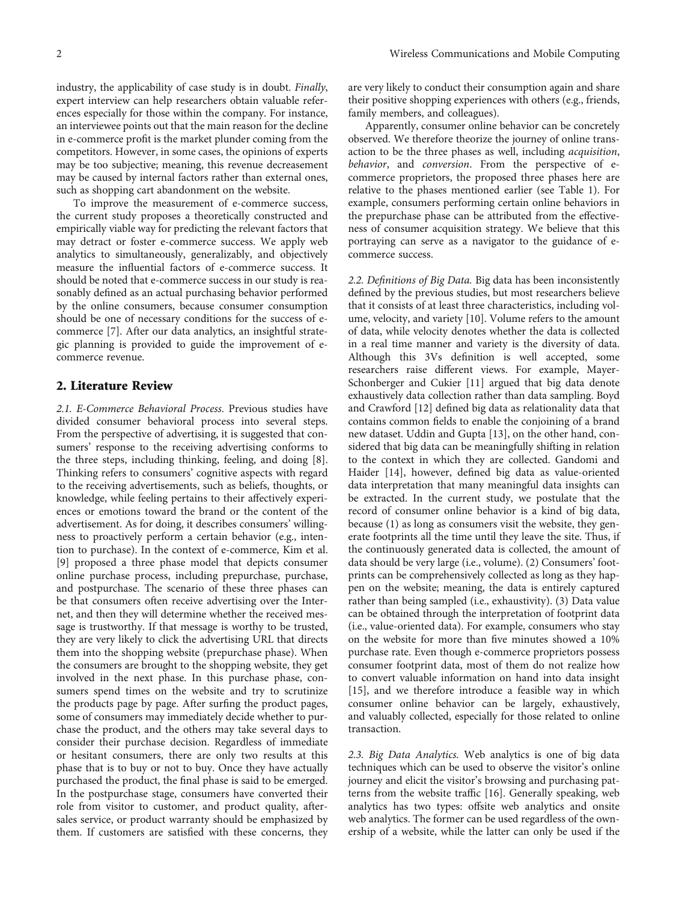industry, the applicability of case study is in doubt. *Finally*, expert interview can help researchers obtain valuable references especially for those within the company. For instance, an interviewee points out that the main reason for the decline in e-commerce profit is the market plunder coming from the competitors. However, in some cases, the opinions of experts may be too subjective; meaning, this revenue decreasement may be caused by internal factors rather than external ones, such as shopping cart abandonment on the website.

To improve the measurement of e-commerce success, the current study proposes a theoretically constructed and empirically viable way for predicting the relevant factors that may detract or foster e-commerce success. We apply web analytics to simultaneously, generalizably, and objectively measure the influential factors of e-commerce success. It should be noted that e-commerce success in our study is reasonably defined as an actual purchasing behavior performed by the online consumers, because consumer consumption should be one of necessary conditions for the success of e-commerce [7]. After our data analytics, an insightful strategic planning is provided to guide the improvement of e-commerce revenue.

## 2. Literature Review

*2.1. E-Commerce Behavioral Process.* Previous studies have divided consumer behavioral process into several steps. From the perspective of advertising, it is suggested that consumers' response to the receiving advertising conforms to the three steps, including thinking, feeling, and doing [8]. Thinking refers to consumers' cognitive aspects with regard to the receiving advertisements, such as beliefs, thoughts, or knowledge, while feeling pertains to their affectively experiences or emotions toward the brand or the content of the advertisement. As for doing, it describes consumers' willingness to proactively perform a certain behavior (e.g., intention to purchase). In the context of e-commerce, Kim et al. [9] proposed a three phase model that depicts consumer online purchase process, including prepurchase, purchase, and postpurchase. The scenario of these three phases can be that consumers often receive advertising over the Internet, and then they will determine whether the received message is trustworthy. If that message is worthy to be trusted, they are very likely to click the advertising URL that directs them into the shopping website (prepurchase phase). When the consumers are brought to the shopping website, they get involved in the next phase. In this purchase phase, consumers spend times on the website and try to scrutinize the products page by page. After surfing the product pages, some of consumers may immediately decide whether to purchase the product, and the others may take several days to consider their purchase decision. Regardless of immediate or hesitant consumers, there are only two results at this phase that is to buy or not to buy. Once they have actually purchased the product, the final phase is said to be emerged. In the postpurchase stage, consumers have converted their role from visitor to customer, and product quality, after-sales service, or product warranty should be emphasized by them. If customers are satisfied with these concerns, they are very likely to conduct their consumption again and share their positive shopping experiences with others (e.g., friends, family members, and colleagues).

Apparently, consumer online behavior can be concretely observed. We therefore theorize the journey of online transaction to be the three phases as well, including *acquisition*, *behavior*, and *conversion*. From the perspective of e-commerce proprietors, the proposed three phases here are relative to the phases mentioned earlier (see Table 1). For example, consumers performing certain online behaviors in the prepurchase phase can be attributed from the effectiveness of consumer acquisition strategy. We believe that this portraying can serve as a navigator to the guidance of e-commerce success.

*2.2. Definitions of Big Data.* Big data has been inconsistently defined by the previous studies, but most researchers believe that it consists of at least three characteristics, including volume, velocity, and variety [10]. Volume refers to the amount of data, while velocity denotes whether the data is collected in a real time manner and variety is the diversity of data. Although this 3Vs definition is well accepted, some researchers raise different views. For example, Mayer-Schonberger and Cukier [11] argued that big data denote exhaustively data collection rather than data sampling. Boyd and Crawford [12] defined big data as relationality data that contains common fields to enable the conjoining of a brand new dataset. Uddin and Gupta [13], on the other hand, considered that big data can be meaningfully shifting in relation to the context in which they are collected. Gandomi and Haider [14], however, defined big data as value-oriented data interpretation that many meaningful data insights can be extracted. In the current study, we postulate that the record of consumer online behavior is a kind of big data, because (1) as long as consumers visit the website, they generate footprints all the time until they leave the site. Thus, if the continuously generated data is collected, the amount of data should be very large (i.e., volume). (2) Consumers' footprints can be comprehensively collected as long as they happen on the website; meaning, the data is entirely captured rather than being sampled (i.e., exhaustivity). (3) Data value can be obtained through the interpretation of footprint data (i.e., value-oriented data). For example, consumers who stay on the website for more than five minutes showed a 10% purchase rate. Even though e-commerce proprietors possess consumer footprint data, most of them do not realize how to convert valuable information on hand into data insight [15], and we therefore introduce a feasible way in which consumer online behavior can be largely, exhaustively, and valuably collected, especially for those related to online transaction.

*2.3. Big Data Analytics.* Web analytics is one of big data techniques which can be used to observe the visitor's online journey and elicit the visitor's browsing and purchasing patterns from the website traffic [16]. Generally speaking, web analytics has two types: offsite web analytics and onsite web analytics. The former can be used regardless of the ownership of a website, while the latter can only be used if the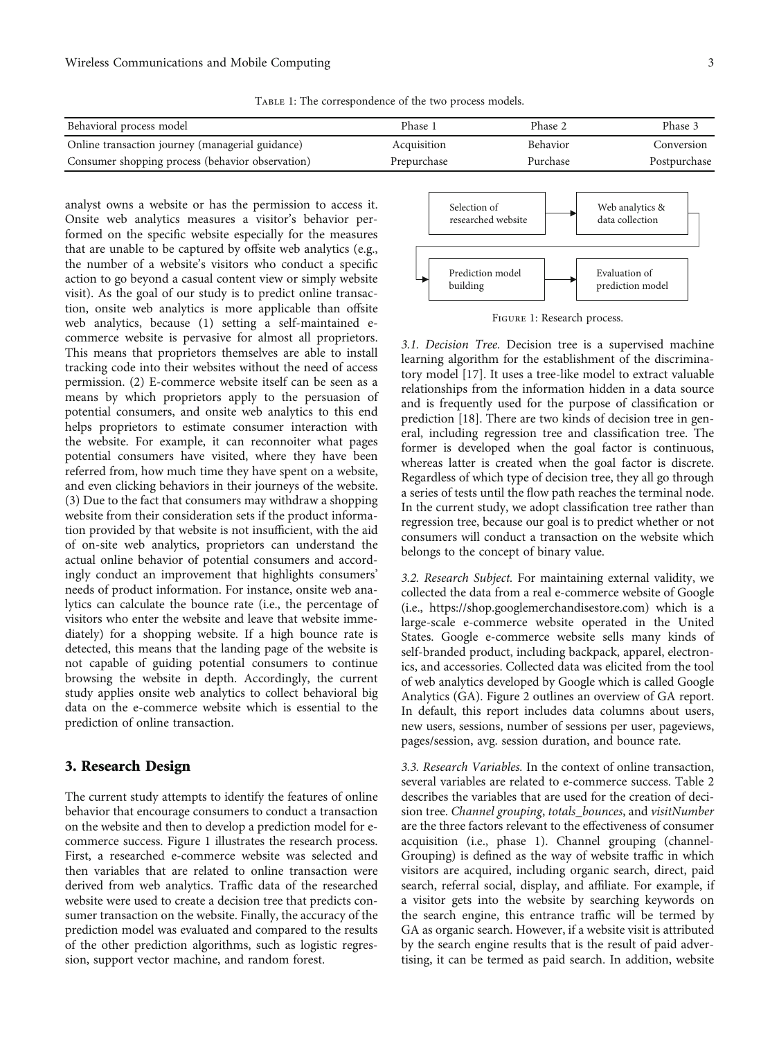Table 1: The correspondence of the two process models.

| Behavioral process model | Phase 1 | Phase 2 | Phase 3 |
|---|---|---|---|
| Online transaction journey (managerial guidance) | Acquisition | Behavior | Conversion |
| Consumer shopping process (behavior observation) | Prepurchase | Purchase | Postpurchase |

analyst owns a website or has the permission to access it. Onsite web analytics measures a visitor's behavior performed on the specific website especially for the measures that are unable to be captured by offsite web analytics (e.g., the number of a website's visitors who conduct a specific action to go beyond a casual content view or simply website visit). As the goal of our study is to predict online transaction, onsite web analytics is more applicable than offsite web analytics, because (1) setting a self-maintained e-commerce website is pervasive for almost all proprietors. This means that proprietors themselves are able to install tracking code into their websites without the need of access permission. (2) E-commerce website itself can be seen as a means by which proprietors apply to the persuasion of potential consumers, and onsite web analytics to this end helps proprietors to estimate consumer interaction with the website. For example, it can reconnoiter what pages potential consumers have visited, where they have been referred from, how much time they have spent on a website, and even clicking behaviors in their journeys of the website. (3) Due to the fact that consumers may withdraw a shopping website from their consideration sets if the product information provided by that website is not insufficient, with the aid of on-site web analytics, proprietors can understand the actual online behavior of potential consumers and accordingly conduct an improvement that highlights consumers' needs of product information. For instance, onsite web analytics can calculate the bounce rate (i.e., the percentage of visitors who enter the website and leave that website immediately) for a shopping website. If a high bounce rate is detected, this means that the landing page of the website is not capable of guiding potential consumers to continue browsing the website in depth. Accordingly, the current study applies onsite web analytics to collect behavioral big data on the e-commerce website which is essential to the prediction of online transaction.

## 3. Research Design

The current study attempts to identify the features of online behavior that encourage consumers to conduct a transaction on the website and then to develop a prediction model for e-commerce success. Figure 1 illustrates the research process. First, a researched e-commerce website was selected and then variables that are related to online transaction were derived from web analytics. Traffic data of the researched website were used to create a decision tree that predicts consumer transaction on the website. Finally, the accuracy of the prediction model was evaluated and compared to the results of the other prediction algorithms, such as logistic regression, support vector machine, and random forest.

Selection of researched website → Web analytics & data collection → Prediction model building → Evaluation of prediction model

Figure 1: Research process.

*3.1. Decision Tree.* Decision tree is a supervised machine learning algorithm for the establishment of the discriminatory model [17]. It uses a tree-like model to extract valuable relationships from the information hidden in a data source and is frequently used for the purpose of classification or prediction [18]. There are two kinds of decision tree in general, including regression tree and classification tree. The former is developed when the goal factor is continuous, whereas latter is created when the goal factor is discrete. Regardless of which type of decision tree, they all go through a series of tests until the flow path reaches the terminal node. In the current study, we adopt classification tree rather than regression tree, because our goal is to predict whether or not consumers will conduct a transaction on the website which belongs to the concept of binary value.

*3.2. Research Subject.* For maintaining external validity, we collected the data from a real e-commerce website of Google (i.e., https://shop.googlemerchandisestore.com) which is a large-scale e-commerce website operated in the United States. Google e-commerce website sells many kinds of self-branded product, including backpack, apparel, electronics, and accessories. Collected data was elicited from the tool of web analytics developed by Google which is called Google Analytics (GA). Figure 2 outlines an overview of GA report. In default, this report includes data columns about users, new users, sessions, number of sessions per user, pageviews, pages/session, avg. session duration, and bounce rate.

*3.3. Research Variables.* In the context of online transaction, several variables are related to e-commerce success. Table 2 describes the variables that are used for the creation of decision tree. *Channel grouping*, *totals_bounces*, and *visitNumber* are the three factors relevant to the effectiveness of consumer acquisition (i.e., phase 1). Channel grouping (channelGrouping) is defined as the way of website traffic in which visitors are acquired, including organic search, direct, paid search, referral social, display, and affiliate. For example, if a visitor gets into the website by searching keywords on the search engine, this entrance traffic will be termed by GA as organic search. However, if a website visit is attributed by the search engine results that is the result of paid advertising, it can be termed as paid search. In addition, website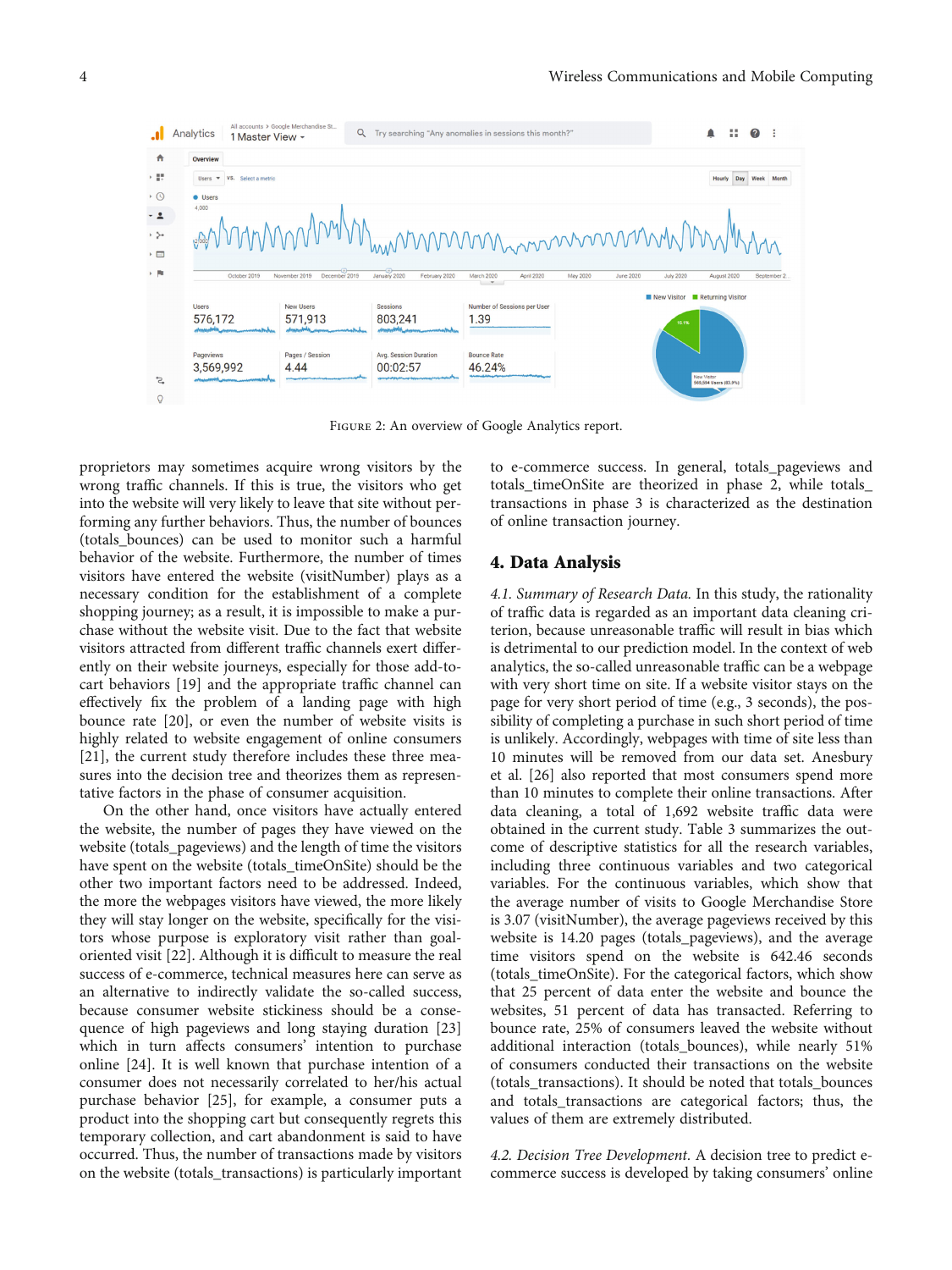FIGURE 2: An overview of Google Analytics report.

proprietors may sometimes acquire wrong visitors by the wrong traffic channels. If this is true, the visitors who get into the website will very likely to leave that site without performing any further behaviors. Thus, the number of bounces (totals_bounces) can be used to monitor such a harmful behavior of the website. Furthermore, the number of times visitors have entered the website (visitNumber) plays as a necessary condition for the establishment of a complete shopping journey; as a result, it is impossible to make a purchase without the website visit. Due to the fact that website visitors attracted from different traffic channels exert differently on their website journeys, especially for those add-to-cart behaviors [19] and the appropriate traffic channel can effectively fix the problem of a landing page with high bounce rate [20], or even the number of website visits is highly related to website engagement of online consumers [21], the current study therefore includes these three measures into the decision tree and theorizes them as representative factors in the phase of consumer acquisition.

On the other hand, once visitors have actually entered the website, the number of pages they have viewed on the website (totals_pageviews) and the length of time the visitors have spent on the website (totals_timeOnSite) should be the other two important factors need to be addressed. Indeed, the more the webpages visitors have viewed, the more likely they will stay longer on the website, specifically for the visitors whose purpose is exploratory visit rather than goal-oriented visit [22]. Although it is difficult to measure the real success of e-commerce, technical measures here can serve as an alternative to indirectly validate the so-called success, because consumer website stickiness should be a consequence of high pageviews and long staying duration [23] which in turn affects consumers' intention to purchase online [24]. It is well known that purchase intention of a consumer does not necessarily correlated to her/his actual purchase behavior [25], for example, a consumer puts a product into the shopping cart but consequently regrets this temporary collection, and cart abandonment is said to have occurred. Thus, the number of transactions made by visitors on the website (totals_transactions) is particularly important to e-commerce success. In general, totals_pageviews and totals_timeOnSite are theorized in phase 2, while totals_transactions in phase 3 is characterized as the destination of online transaction journey.

## 4. Data Analysis

*4.1. Summary of Research Data.* In this study, the rationality of traffic data is regarded as an important data cleaning criterion, because unreasonable traffic will result in bias which is detrimental to our prediction model. In the context of web analytics, the so-called unreasonable traffic can be a webpage with very short time on site. If a website visitor stays on the page for very short period of time (e.g., 3 seconds), the possibility of completing a purchase in such short period of time is unlikely. Accordingly, webpages with time of site less than 10 minutes will be removed from our data set. Anesbury et al. [26] also reported that most consumers spend more than 10 minutes to complete their online transactions. After data cleaning, a total of 1,692 website traffic data were obtained in the current study. Table 3 summarizes the outcome of descriptive statistics for all the research variables, including three continuous variables and two categorical variables. For the continuous variables, which show that the average number of visits to Google Merchandise Store is 3.07 (visitNumber), the average pageviews received by this website is 14.20 pages (totals_pageviews), and the average time visitors spend on the website is 642.46 seconds (totals_timeOnSite). For the categorical factors, which show that 25 percent of data enter the website and bounce the websites, 51 percent of data has transacted. Referring to bounce rate, 25% of consumers leaved the website without additional interaction (totals_bounces), while nearly 51% of consumers conducted their transactions on the website (totals_transactions). It should be noted that totals_bounces and totals_transactions are categorical factors; thus, the values of them are extremely distributed.

*4.2. Decision Tree Development.* A decision tree to predict e-commerce success is developed by taking consumers' online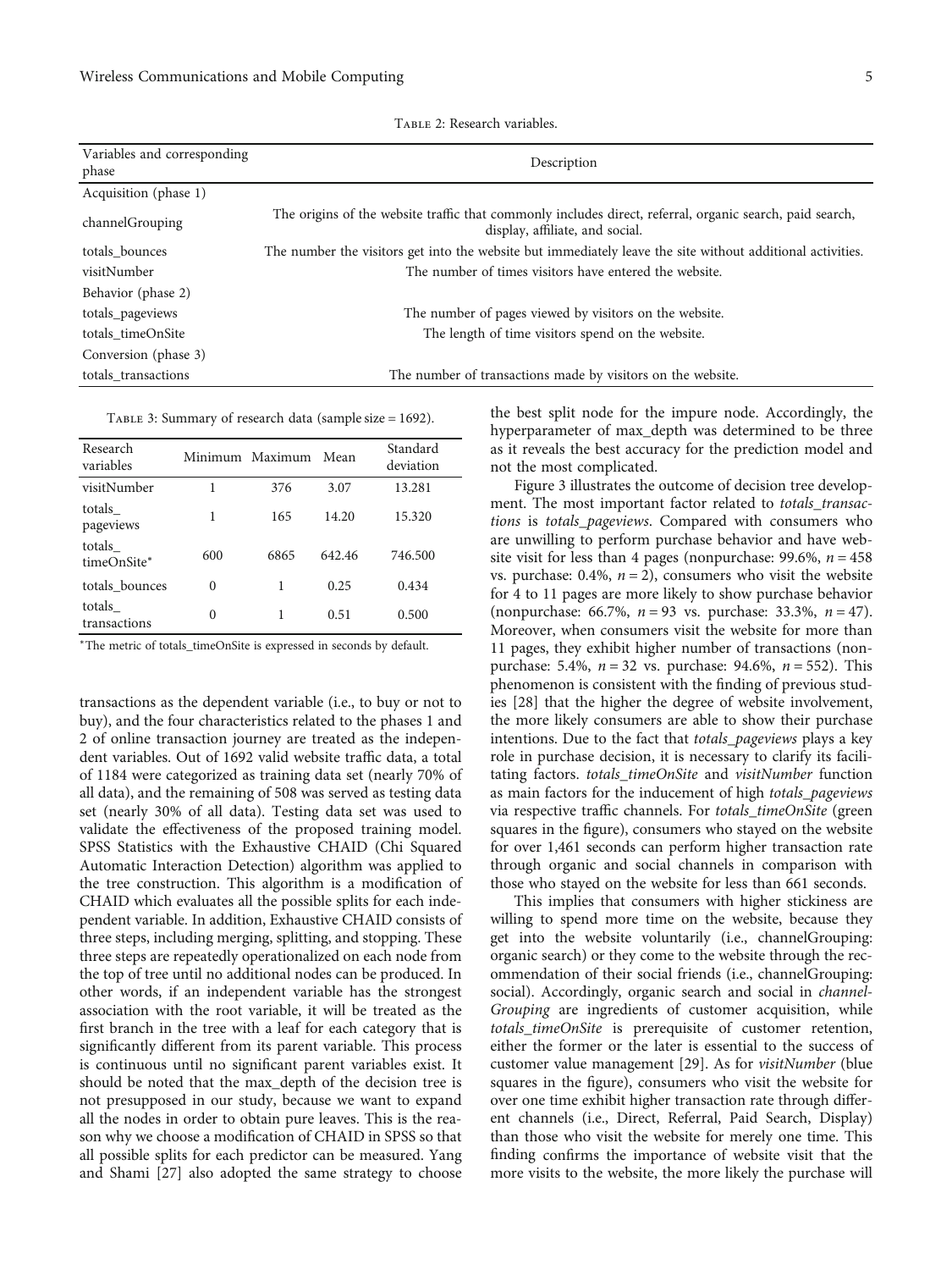Table 2: Research variables.

| Variables and corresponding phase | Description |
|---|---|
| Acquisition (phase 1) | |
| channelGrouping | The origins of the website traffic that commonly includes direct, referral, organic search, paid search, display, affiliate, and social. |
| totals_bounces | The number the visitors get into the website but immediately leave the site without additional activities. |
| visitNumber | The number of times visitors have entered the website. |
| Behavior (phase 2) | |
| totals_pageviews | The number of pages viewed by visitors on the website. |
| totals_timeOnSite | The length of time visitors spend on the website. |
| Conversion (phase 3) | |
| totals_transactions | The number of transactions made by visitors on the website. |

Table 3: Summary of research data (sample size = 1692).

| Research variables | Minimum | Maximum | Mean | Standard deviation |
|---|---|---|---|---|
| visitNumber | 1 | 376 | 3.07 | 13.281 |
| totals_pageviews | 1 | 165 | 14.20 | 15.320 |
| totals_timeOnSite* | 600 | 6865 | 642.46 | 746.500 |
| totals_bounces | 0 | 1 | 0.25 | 0.434 |
| totals_transactions | 0 | 1 | 0.51 | 0.500 |

*The metric of totals_timeOnSite is expressed in seconds by default.

transactions as the dependent variable (i.e., to buy or not to buy), and the four characteristics related to the phases 1 and 2 of online transaction journey are treated as the independent variables. Out of 1692 valid website traffic data, a total of 1184 were categorized as training data set (nearly 70% of all data), and the remaining of 508 was served as testing data set (nearly 30% of all data). Testing data set was used to validate the effectiveness of the proposed training model. SPSS Statistics with the Exhaustive CHAID (Chi Squared Automatic Interaction Detection) algorithm was applied to the tree construction. This algorithm is a modification of CHAID which evaluates all the possible splits for each independent variable. In addition, Exhaustive CHAID consists of three steps, including merging, splitting, and stopping. These three steps are repeatedly operationalized on each node from the top of tree until no additional nodes can be produced. In other words, if an independent variable has the strongest association with the root variable, it will be treated as the first branch in the tree with a leaf for each category that is significantly different from its parent variable. This process is continuous until no significant parent variables exist. It should be noted that the max_depth of the decision tree is not presupposed in our study, because we want to expand all the nodes in order to obtain pure leaves. This is the reason why we choose a modification of CHAID in SPSS so that all possible splits for each predictor can be measured. Yang and Shami [27] also adopted the same strategy to choose the best split node for the impure node. Accordingly, the hyperparameter of max_depth was determined to be three as it reveals the best accuracy for the prediction model and not the most complicated.

Figure 3 illustrates the outcome of decision tree development. The most important factor related to *totals_transactions* is *totals_pageviews*. Compared with consumers who are unwilling to perform purchase behavior and have website visit for less than 4 pages (nonpurchase: 99.6%, $n = 458$ vs. purchase: 0.4%, $n = 2$), consumers who visit the website for 4 to 11 pages are more likely to show purchase behavior (nonpurchase: 66.7%, $n = 93$ vs. purchase: 33.3%, $n = 47$). Moreover, when consumers visit the website for more than 11 pages, they exhibit higher number of transactions (nonpurchase: 5.4%, $n = 32$ vs. purchase: 94.6%, $n = 552$). This phenomenon is consistent with the finding of previous studies [28] that the higher the degree of website involvement, the more likely consumers are able to show their purchase intentions. Due to the fact that *totals_pageviews* plays a key role in purchase decision, it is necessary to clarify its facilitating factors. *totals_timeOnSite* and *visitNumber* function as main factors for the inducement of high *totals_pageviews* via respective traffic channels. For *totals_timeOnSite* (green squares in the figure), consumers who stayed on the website for over 1,461 seconds can perform higher transaction rate through organic and social channels in comparison with those who stayed on the website for less than 661 seconds.

This implies that consumers with higher stickiness are willing to spend more time on the website, because they get into the website voluntarily (i.e., channelGrouping: organic search) or they come to the website through the recommendation of their social friends (i.e., channelGrouping: social). Accordingly, organic search and social in *channelGrouping* are ingredients of customer acquisition, while *totals_timeOnSite* is prerequisite of customer retention, either the former or the later is essential to the success of customer value management [29]. As for *visitNumber* (blue squares in the figure), consumers who visit the website for over one time exhibit higher transaction rate through different channels (i.e., Direct, Referral, Paid Search, Display) than those who visit the website for merely one time. This finding confirms the importance of website visit that the more visits to the website, the more likely the purchase will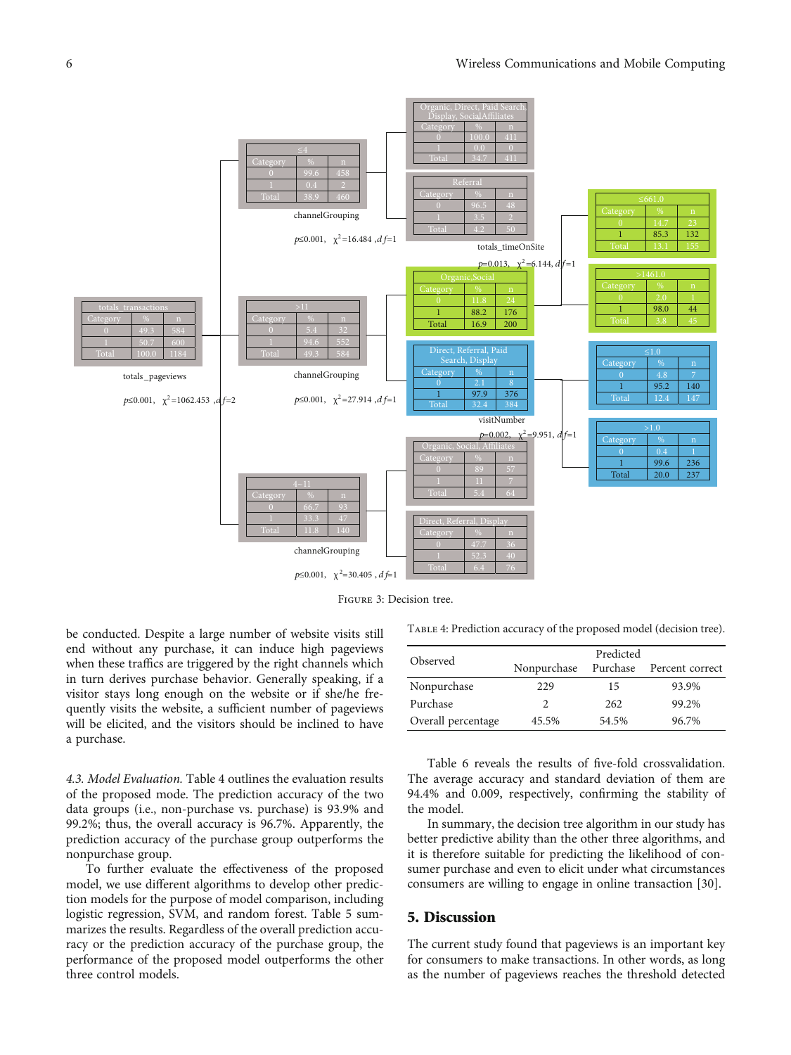Figure 3: Decision tree.

be conducted. Despite a large number of website visits still end without any purchase, it can induce high pageviews when these traffics are triggered by the right channels which in turn derives purchase behavior. Generally speaking, if a visitor stays long enough on the website or if she/he frequently visits the website, a sufficient number of pageviews will be elicited, and the visitors should be inclined to have a purchase.

*4.3. Model Evaluation.* Table 4 outlines the evaluation results of the proposed mode. The prediction accuracy of the two data groups (i.e., non-purchase vs. purchase) is 93.9% and 99.2%; thus, the overall accuracy is 96.7%. Apparently, the prediction accuracy of the purchase group outperforms the nonpurchase group.

To further evaluate the effectiveness of the proposed model, we use different algorithms to develop other prediction models for the purpose of model comparison, including logistic regression, SVM, and random forest. Table 5 summarizes the results. Regardless of the overall prediction accuracy or the prediction accuracy of the purchase group, the performance of the proposed model outperforms the other three control models.

Table 4: Prediction accuracy of the proposed model (decision tree).

| Observed | Predicted | | |
|---|---|---|---|
| | Nonpurchase | Purchase | Percent correct |
| Nonpurchase | 229 | 15 | 93.9% |
| Purchase | 2 | 262 | 99.2% |
| Overall percentage | 45.5% | 54.5% | 96.7% |

Table 6 reveals the results of five-fold crossvalidation. The average accuracy and standard deviation of them are 94.4% and 0.009, respectively, confirming the stability of the model.

In summary, the decision tree algorithm in our study has better predictive ability than the other three algorithms, and it is therefore suitable for predicting the likelihood of consumer purchase and even to elicit under what circumstances consumers are willing to engage in online transaction [30].

## 5. Discussion

The current study found that pageviews is an important key for consumers to make transactions. In other words, as long as the number of pageviews reaches the threshold detected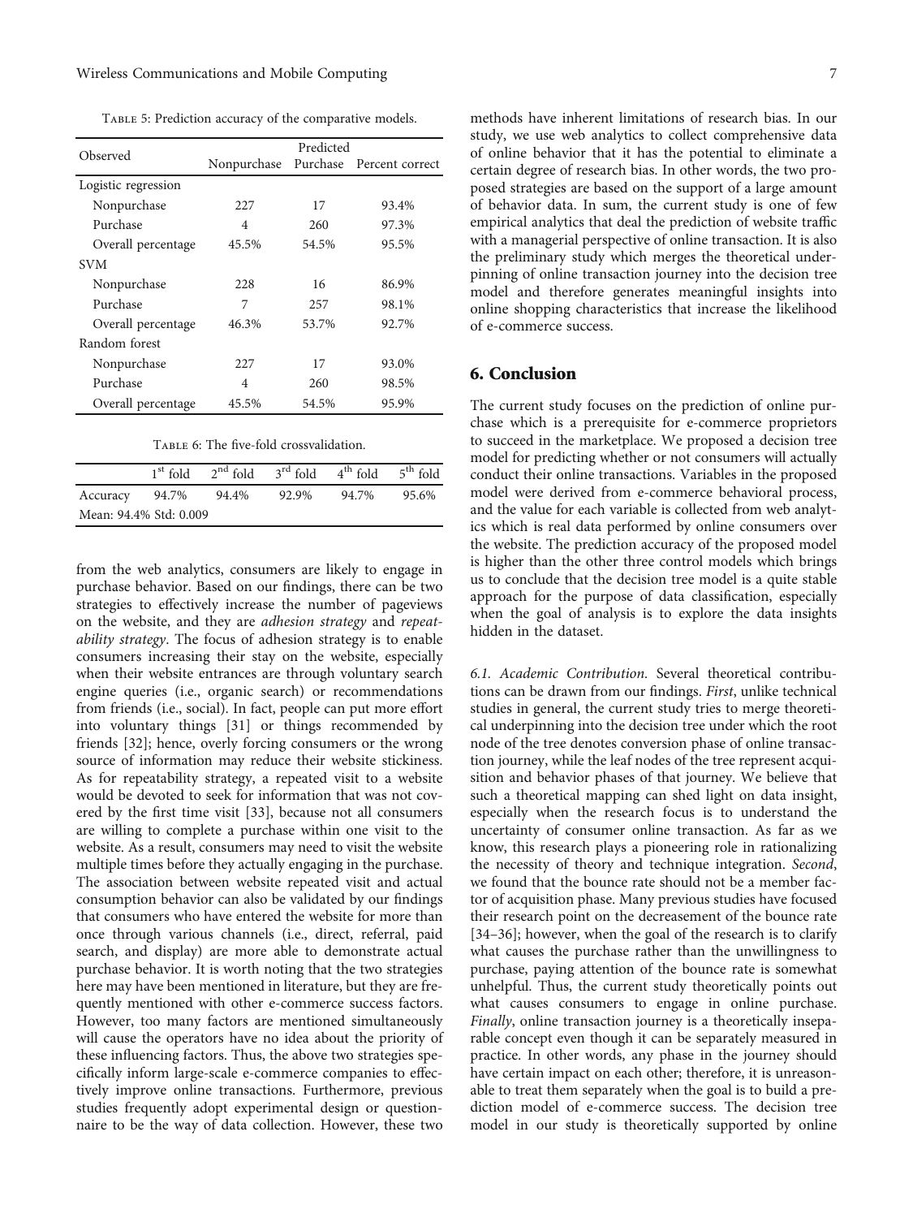Table 5: Prediction accuracy of the comparative models.

| Observed | Predicted | | |
|---|---|---|---|
| | Nonpurchase | Purchase | Percent correct |
| Logistic regression | | | |
| Nonpurchase | 227 | 17 | 93.4% |
| Purchase | 4 | 260 | 97.3% |
| Overall percentage | 45.5% | 54.5% | 95.5% |
| SVM | | | |
| Nonpurchase | 228 | 16 | 86.9% |
| Purchase | 7 | 257 | 98.1% |
| Overall percentage | 46.3% | 53.7% | 92.7% |
| Random forest | | | |
| Nonpurchase | 227 | 17 | 93.0% |
| Purchase | 4 | 260 | 98.5% |
| Overall percentage | 45.5% | 54.5% | 95.9% |

Table 6: The five-fold crossvalidation.

| | 1st fold | 2nd fold | 3rd fold | 4th fold | 5th fold |
|---|---|---|---|---|---|
| Accuracy | 94.7% | 94.4% | 92.9% | 94.7% | 95.6% |
| Mean: 94.4% Std: 0.009 | | | | | |

from the web analytics, consumers are likely to engage in purchase behavior. Based on our findings, there can be two strategies to effectively increase the number of pageviews on the website, and they are *adhesion strategy* and *repeatability strategy*. The focus of adhesion strategy is to enable consumers increasing their stay on the website, especially when their website entrances are through voluntary search engine queries (i.e., organic search) or recommendations from friends (i.e., social). In fact, people can put more effort into voluntary things [31] or things recommended by friends [32]; hence, overly forcing consumers or the wrong source of information may reduce their website stickiness. As for repeatability strategy, a repeated visit to a website would be devoted to seek for information that was not covered by the first time visit [33], because not all consumers are willing to complete a purchase within one visit to the website. As a result, consumers may need to visit the website multiple times before they actually engaging in the purchase. The association between website repeated visit and actual consumption behavior can also be validated by our findings that consumers who have entered the website for more than once through various channels (i.e., direct, referral, paid search, and display) are more able to demonstrate actual purchase behavior. It is worth noting that the two strategies here may have been mentioned in literature, but they are frequently mentioned with other e-commerce success factors. However, too many factors are mentioned simultaneously will cause the operators have no idea about the priority of these influencing factors. Thus, the above two strategies specifically inform large-scale e-commerce companies to effectively improve online transactions. Furthermore, previous studies frequently adopt experimental design or questionnaire to be the way of data collection. However, these two methods have inherent limitations of research bias. In our study, we use web analytics to collect comprehensive data of online behavior that it has the potential to eliminate a certain degree of research bias. In other words, the two proposed strategies are based on the support of a large amount of behavior data. In sum, the current study is one of few empirical analytics that deal the prediction of website traffic with a managerial perspective of online transaction. It is also the preliminary study which merges the theoretical underpinning of online transaction journey into the decision tree model and therefore generates meaningful insights into online shopping characteristics that increase the likelihood of e-commerce success.

## 6. Conclusion

The current study focuses on the prediction of online purchase which is a prerequisite for e-commerce proprietors to succeed in the marketplace. We proposed a decision tree model for predicting whether or not consumers will actually conduct their online transactions. Variables in the proposed model were derived from e-commerce behavioral process, and the value for each variable is collected from web analytics which is real data performed by online consumers over the website. The prediction accuracy of the proposed model is higher than the other three control models which brings us to conclude that the decision tree model is a quite stable approach for the purpose of data classification, especially when the goal of analysis is to explore the data insights hidden in the dataset.

*6.1. Academic Contribution.* Several theoretical contributions can be drawn from our findings. *First*, unlike technical studies in general, the current study tries to merge theoretical underpinning into the decision tree under which the root node of the tree denotes conversion phase of online transaction journey, while the leaf nodes of the tree represent acquisition and behavior phases of that journey. We believe that such a theoretical mapping can shed light on data insight, especially when the research focus is to understand the uncertainty of consumer online transaction. As far as we know, this research plays a pioneering role in rationalizing the necessity of theory and technique integration. *Second*, we found that the bounce rate should not be a member factor of acquisition phase. Many previous studies have focused their research point on the decreasement of the bounce rate [34–36]; however, when the goal of the research is to clarify what causes the purchase rather than the unwillingness to purchase, paying attention of the bounce rate is somewhat unhelpful. Thus, the current study theoretically points out what causes consumers to engage in online purchase. *Finally*, online transaction journey is a theoretically inseparable concept even though it can be separately measured in practice. In other words, any phase in the journey should have certain impact on each other; therefore, it is unreasonable to treat them separately when the goal is to build a prediction model of e-commerce success. The decision tree model in our study is theoretically supported by online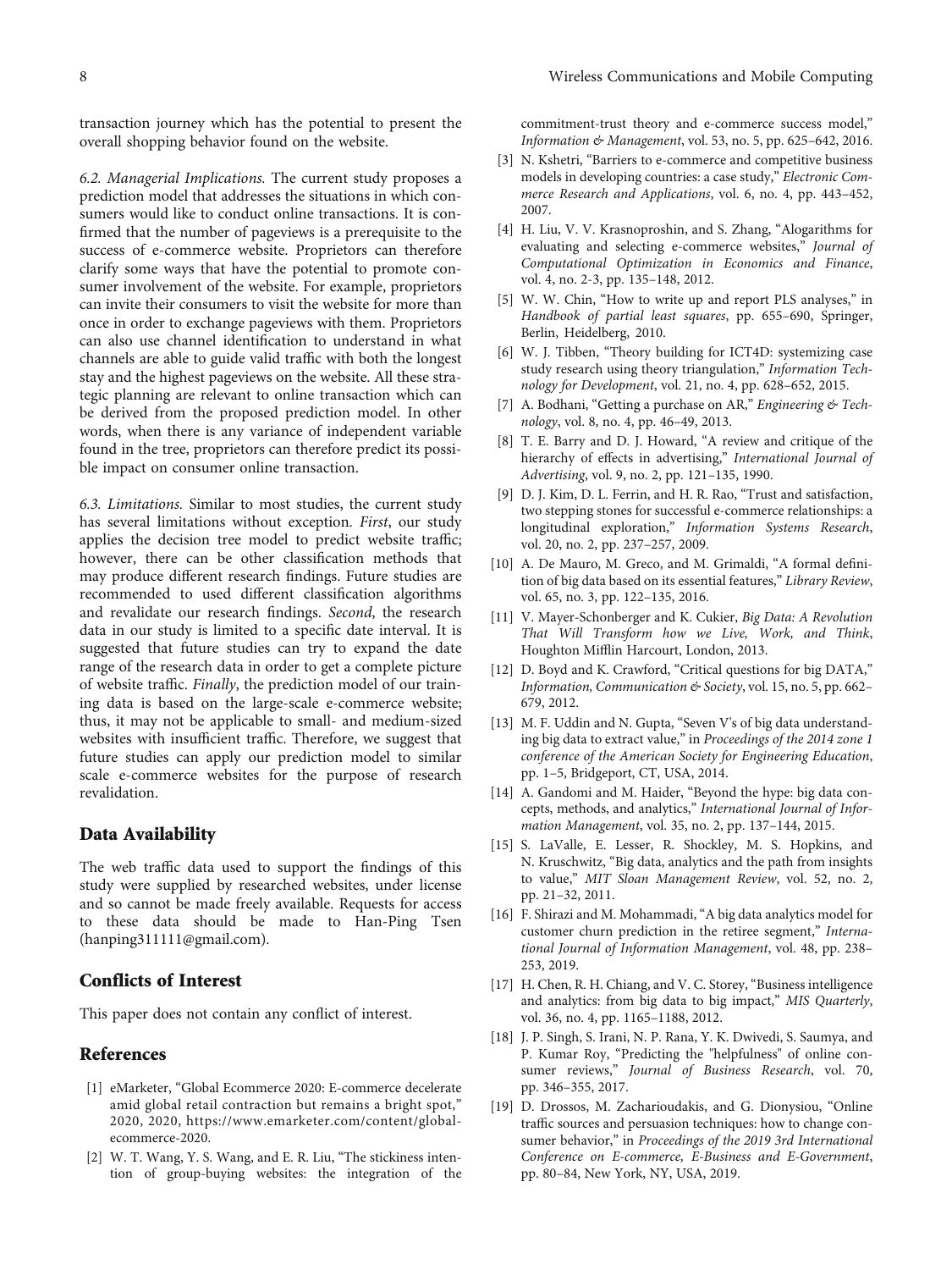transaction journey which has the potential to present the overall shopping behavior found on the website.

*6.2. Managerial Implications.* The current study proposes a prediction model that addresses the situations in which consumers would like to conduct online transactions. It is confirmed that the number of pageviews is a prerequisite to the success of e-commerce website. Proprietors can therefore clarify some ways that have the potential to promote consumer involvement of the website. For example, proprietors can invite their consumers to visit the website for more than once in order to exchange pageviews with them. Proprietors can also use channel identification to understand in what channels are able to guide valid traffic with both the longest stay and the highest pageviews on the website. All these strategic planning are relevant to online transaction which can be derived from the proposed prediction model. In other words, when there is any variance of independent variable found in the tree, proprietors can therefore predict its possible impact on consumer online transaction.

*6.3. Limitations.* Similar to most studies, the current study has several limitations without exception. *First*, our study applies the decision tree model to predict website traffic; however, there can be other classification methods that may produce different research findings. Future studies are recommended to used different classification algorithms and revalidate our research findings. *Second*, the research data in our study is limited to a specific date interval. It is suggested that future studies can try to expand the date range of the research data in order to get a complete picture of website traffic. *Finally*, the prediction model of our training data is based on the large-scale e-commerce website; thus, it may not be applicable to small- and medium-sized websites with insufficient traffic. Therefore, we suggest that future studies can apply our prediction model to similar scale e-commerce websites for the purpose of research revalidation.

## Data Availability

The web traffic data used to support the findings of this study were supplied by researched websites, under license and so cannot be made freely available. Requests for access to these data should be made to Han-Ping Tsen (hanping311111@gmail.com).

## Conflicts of Interest

This paper does not contain any conflict of interest.

## References

[1] eMarketer, "Global Ecommerce 2020: E-commerce decelerate amid global retail contraction but remains a bright spot," 2020, 2020, https://www.emarketer.com/content/global-ecommerce-2020.

[2] W. T. Wang, Y. S. Wang, and E. R. Liu, "The stickiness intention of group-buying websites: the integration of the commitment-trust theory and e-commerce success model," *Information & Management*, vol. 53, no. 5, pp. 625–642, 2016.

[3] N. Kshetri, "Barriers to e-commerce and competitive business models in developing countries: a case study," *Electronic Commerce Research and Applications*, vol. 6, no. 4, pp. 443–452, 2007.

[4] H. Liu, V. V. Krasnoproshin, and S. Zhang, "Alogarithms for evaluating and selecting e-commerce websites," *Journal of Computational Optimization in Economics and Finance*, vol. 4, no. 2-3, pp. 135–148, 2012.

[5] W. W. Chin, "How to write up and report PLS analyses," in *Handbook of partial least squares*, pp. 655–690, Springer, Berlin, Heidelberg, 2010.

[6] W. J. Tibben, "Theory building for ICT4D: systemizing case study research using theory triangulation," *Information Technology for Development*, vol. 21, no. 4, pp. 628–652, 2015.

[7] A. Bodhani, "Getting a purchase on AR," *Engineering & Technology*, vol. 8, no. 4, pp. 46–49, 2013.

[8] T. E. Barry and D. J. Howard, "A review and critique of the hierarchy of effects in advertising," *International Journal of Advertising*, vol. 9, no. 2, pp. 121–135, 1990.

[9] D. J. Kim, D. L. Ferrin, and H. R. Rao, "Trust and satisfaction, two stepping stones for successful e-commerce relationships: a longitudinal exploration," *Information Systems Research*, vol. 20, no. 2, pp. 237–257, 2009.

[10] A. De Mauro, M. Greco, and M. Grimaldi, "A formal definition of big data based on its essential features," *Library Review*, vol. 65, no. 3, pp. 122–135, 2016.

[11] V. Mayer-Schonberger and K. Cukier, *Big Data: A Revolution That Will Transform how we Live, Work, and Think*, Houghton Mifflin Harcourt, London, 2013.

[12] D. Boyd and K. Crawford, "Critical questions for big DATA," *Information, Communication & Society*, vol. 15, no. 5, pp. 662–679, 2012.

[13] M. F. Uddin and N. Gupta, "Seven V's of big data understanding big data to extract value," in *Proceedings of the 2014 zone 1 conference of the American Society for Engineering Education*, pp. 1–5, Bridgeport, CT, USA, 2014.

[14] A. Gandomi and M. Haider, "Beyond the hype: big data concepts, methods, and analytics," *International Journal of Information Management*, vol. 35, no. 2, pp. 137–144, 2015.

[15] S. LaValle, E. Lesser, R. Shockley, M. S. Hopkins, and N. Kruschwitz, "Big data, analytics and the path from insights to value," *MIT Sloan Management Review*, vol. 52, no. 2, pp. 21–32, 2011.

[16] F. Shirazi and M. Mohammadi, "A big data analytics model for customer churn prediction in the retiree segment," *International Journal of Information Management*, vol. 48, pp. 238–253, 2019.

[17] H. Chen, R. H. Chiang, and V. C. Storey, "Business intelligence and analytics: from big data to big impact," *MIS Quarterly*, vol. 36, no. 4, pp. 1165–1188, 2012.

[18] J. P. Singh, S. Irani, N. P. Rana, Y. K. Dwivedi, S. Saumya, and P. Kumar Roy, "Predicting the "helpfulness" of online consumer reviews," *Journal of Business Research*, vol. 70, pp. 346–355, 2017.

[19] D. Drossos, M. Zacharioudakis, and G. Dionysiou, "Online traffic sources and persuasion techniques: how to change consumer behavior," in *Proceedings of the 2019 3rd International Conference on E-commerce, E-Business and E-Government*, pp. 80–84, New York, NY, USA, 2019.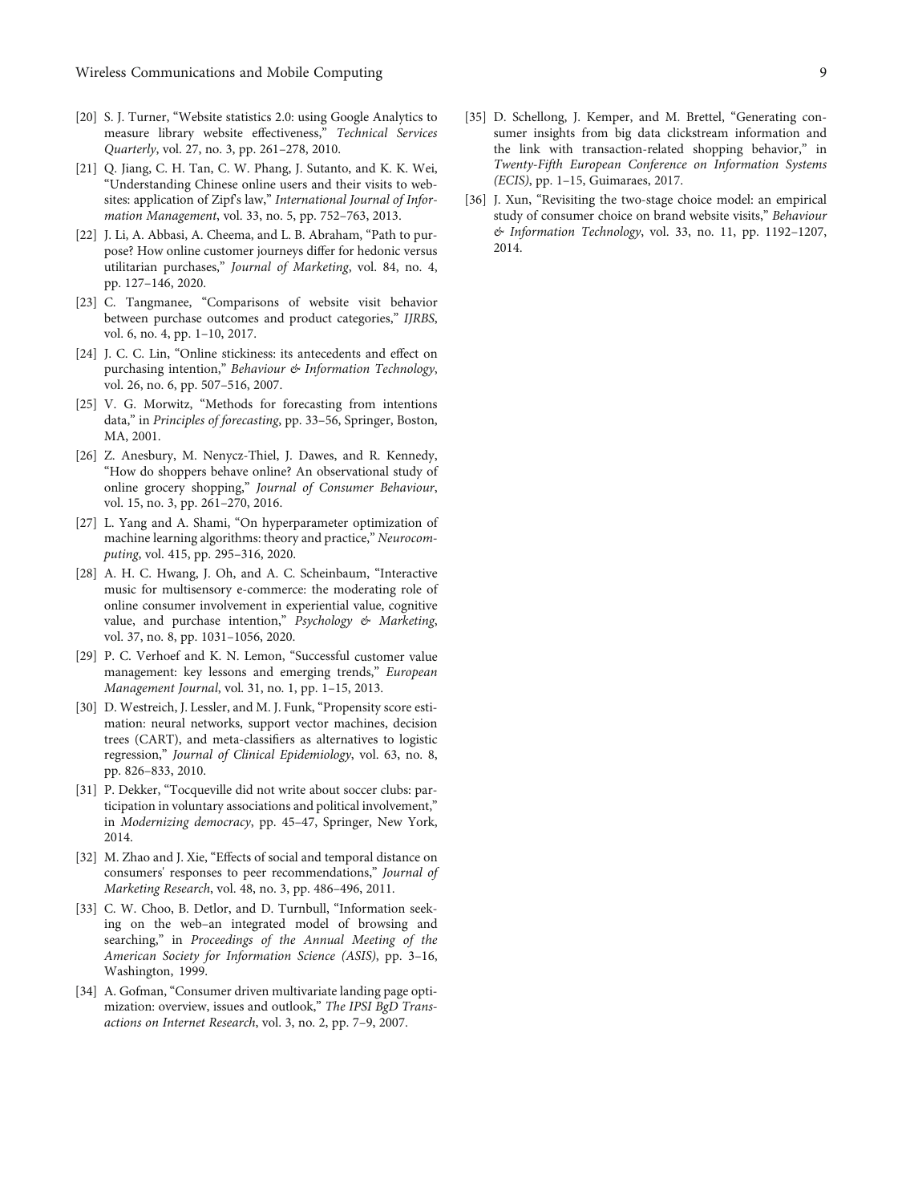[20] S. J. Turner, "Website statistics 2.0: using Google Analytics to measure library website effectiveness," *Technical Services Quarterly*, vol. 27, no. 3, pp. 261–278, 2010.

[21] Q. Jiang, C. H. Tan, C. W. Phang, J. Sutanto, and K. K. Wei, "Understanding Chinese online users and their visits to websites: application of Zipf's law," *International Journal of Information Management*, vol. 33, no. 5, pp. 752–763, 2013.

[22] J. Li, A. Abbasi, A. Cheema, and L. B. Abraham, "Path to purpose? How online customer journeys differ for hedonic versus utilitarian purchases," *Journal of Marketing*, vol. 84, no. 4, pp. 127–146, 2020.

[23] C. Tangmanee, "Comparisons of website visit behavior between purchase outcomes and product categories," *IJRBS*, vol. 6, no. 4, pp. 1–10, 2017.

[24] J. C. C. Lin, "Online stickiness: its antecedents and effect on purchasing intention," *Behaviour & Information Technology*, vol. 26, no. 6, pp. 507–516, 2007.

[25] V. G. Morwitz, "Methods for forecasting from intentions data," in *Principles of forecasting*, pp. 33–56, Springer, Boston, MA, 2001.

[26] Z. Anesbury, M. Nenycz-Thiel, J. Dawes, and R. Kennedy, "How do shoppers behave online? An observational study of online grocery shopping," *Journal of Consumer Behaviour*, vol. 15, no. 3, pp. 261–270, 2016.

[27] L. Yang and A. Shami, "On hyperparameter optimization of machine learning algorithms: theory and practice," *Neurocomputing*, vol. 415, pp. 295–316, 2020.

[28] A. H. C. Hwang, J. Oh, and A. C. Scheinbaum, "Interactive music for multisensory e-commerce: the moderating role of online consumer involvement in experiential value, cognitive value, and purchase intention," *Psychology & Marketing*, vol. 37, no. 8, pp. 1031–1056, 2020.

[29] P. C. Verhoef and K. N. Lemon, "Successful customer value management: key lessons and emerging trends," *European Management Journal*, vol. 31, no. 1, pp. 1–15, 2013.

[30] D. Westreich, J. Lessler, and M. J. Funk, "Propensity score estimation: neural networks, support vector machines, decision trees (CART), and meta-classifiers as alternatives to logistic regression," *Journal of Clinical Epidemiology*, vol. 63, no. 8, pp. 826–833, 2010.

[31] P. Dekker, "Tocqueville did not write about soccer clubs: participation in voluntary associations and political involvement," in *Modernizing democracy*, pp. 45–47, Springer, New York, 2014.

[32] M. Zhao and J. Xie, "Effects of social and temporal distance on consumers' responses to peer recommendations," *Journal of Marketing Research*, vol. 48, no. 3, pp. 486–496, 2011.

[33] C. W. Choo, B. Detlor, and D. Turnbull, "Information seeking on the web–an integrated model of browsing and searching," in *Proceedings of the Annual Meeting of the American Society for Information Science (ASIS)*, pp. 3–16, Washington, 1999.

[34] A. Gofman, "Consumer driven multivariate landing page optimization: overview, issues and outlook," *The IPSI BgD Transactions on Internet Research*, vol. 3, no. 2, pp. 7–9, 2007.

[35] D. Schellong, J. Kemper, and M. Brettel, "Generating consumer insights from big data clickstream information and the link with transaction-related shopping behavior," in *Twenty-Fifth European Conference on Information Systems (ECIS)*, pp. 1–15, Guimaraes, 2017.

[36] J. Xun, "Revisiting the two-stage choice model: an empirical study of consumer choice on brand website visits," *Behaviour & Information Technology*, vol. 33, no. 11, pp. 1192–1207, 2014.